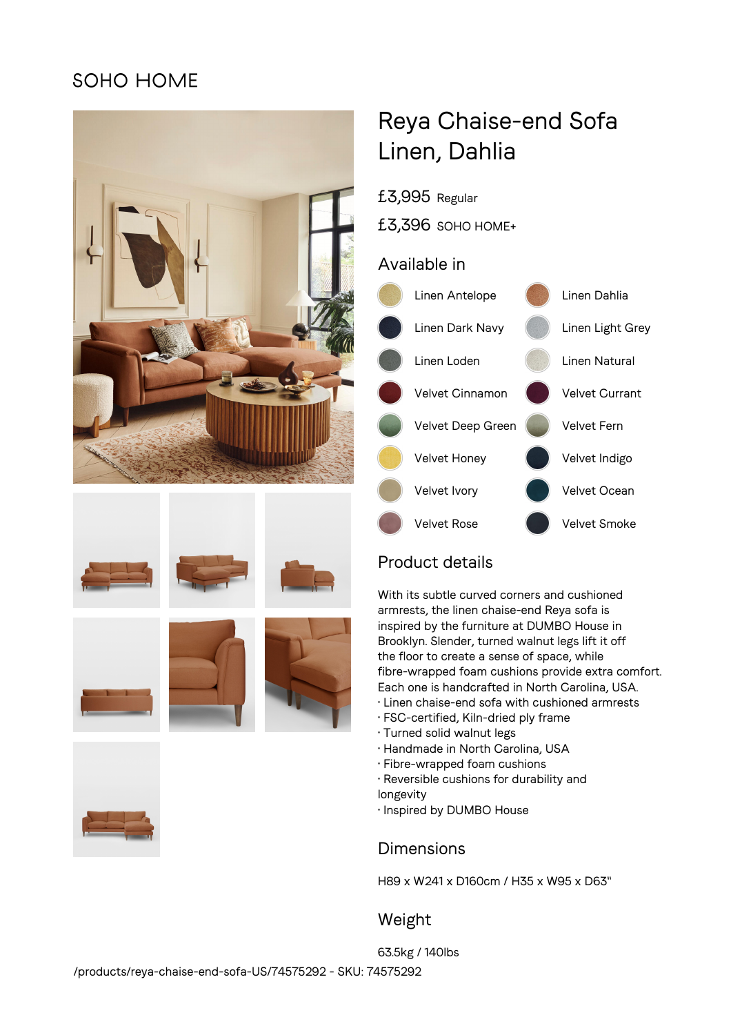SOHO HOME

# Reya Chaise-end Sofa Linen, Dahlia

£3,995 Regular

£3,396 SOHO HOME+

## Available in

- Linen Antelope
- Linen Dahlia
- Linen Dark Navy
- Linen Light Grey
- Linen Loden
- Linen Natural
- Velvet Cinnamon
- Velvet Currant
- Velvet Deep Green
- Velvet Fern
- Velvet Honey
- Velvet Indigo
- Velvet Ivory
- Velvet Ocean
- Velvet Rose
- Velvet Smoke

## Product details

With its subtle curved corners and cushioned armrests, the linen chaise-end Reya sofa is inspired by the furniture at DUMBO House in Brooklyn. Slender, turned walnut legs lift it off the floor to create a sense of space, while fibre-wrapped foam cushions provide extra comfort. Each one is handcrafted in North Carolina, USA.

- Linen chaise-end sofa with cushioned armrests
- FSC-certified, Kiln-dried ply frame
- Turned solid walnut legs
- Handmade in North Carolina, USA
- Fibre-wrapped foam cushions
- Reversible cushions for durability and longevity
- Inspired by DUMBO House

## Dimensions

H89 x W241 x D160cm / H35 x W95 x D63"

## Weight

63.5kg / 140lbs

/products/reya-chaise-end-sofa-US/74575292 - SKU: 74575292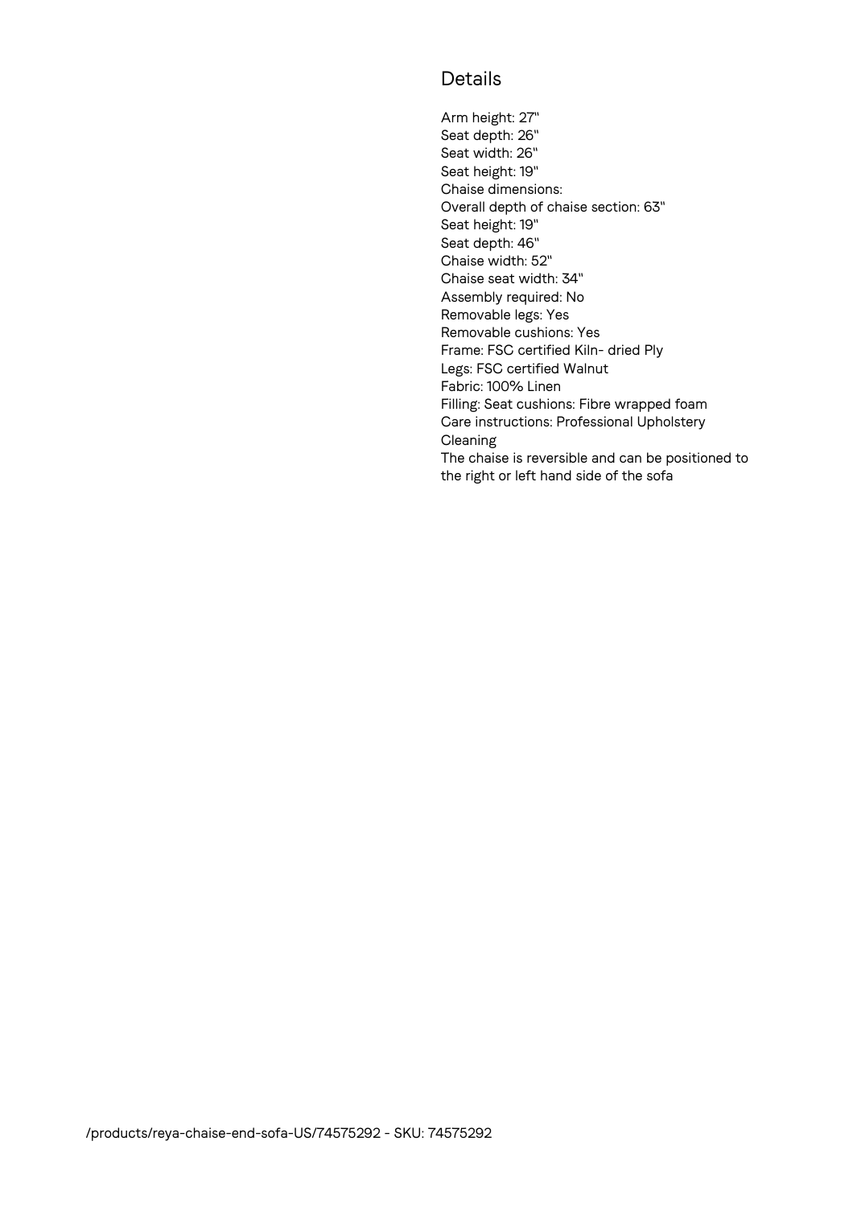## Details

Arm height: 27"
Seat depth: 26"
Seat width: 26"
Seat height: 19"
Chaise dimensions:
Overall depth of chaise section: 63"
Seat height: 19"
Seat depth: 46"
Chaise width: 52"
Chaise seat width: 34"
Assembly required: No
Removable legs: Yes
Removable cushions: Yes
Frame: FSC certified Kiln- dried Ply
Legs: FSC certified Walnut
Fabric: 100% Linen
Filling: Seat cushions: Fibre wrapped foam
Care instructions: Professional Upholstery Cleaning
The chaise is reversible and can be positioned to the right or left hand side of the sofa

/products/reya-chaise-end-sofa-US/74575292 - SKU: 74575292